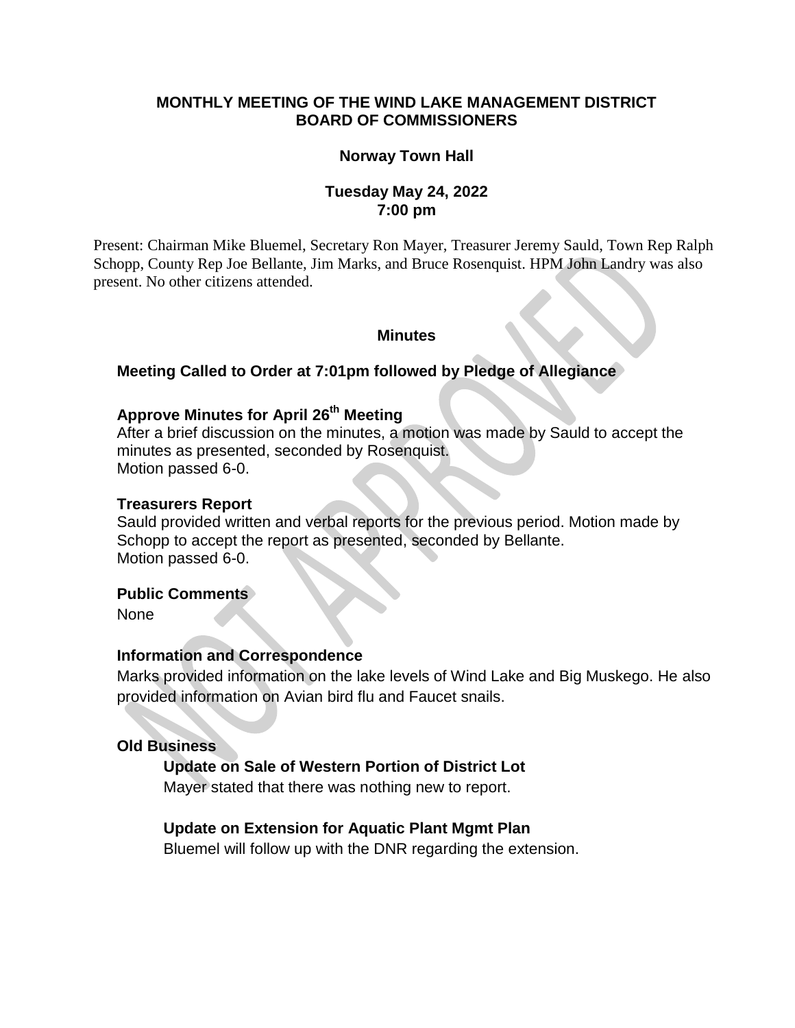**MONTHLY MEETING OF THE WIND LAKE MANAGEMENT DISTRICT BOARD OF COMMISSIONERS**

**Norway Town Hall**

**Tuesday May 24, 2022**
**7:00 pm**

Present: Chairman Mike Bluemel, Secretary Ron Mayer, Treasurer Jeremy Sauld, Town Rep Ralph Schopp, County Rep Joe Bellante, Jim Marks, and Bruce Rosenquist. HPM John Landry was also present. No other citizens attended.

## Minutes

### Meeting Called to Order at 7:01pm followed by Pledge of Allegiance

### Approve Minutes for April 26th Meeting

After a brief discussion on the minutes, a motion was made by Sauld to accept the minutes as presented, seconded by Rosenquist.
Motion passed 6-0.

### Treasurers Report

Sauld provided written and verbal reports for the previous period. Motion made by Schopp to accept the report as presented, seconded by Bellante.
Motion passed 6-0.

### Public Comments

None

### Information and Correspondence

Marks provided information on the lake levels of Wind Lake and Big Muskego. He also provided information on Avian bird flu and Faucet snails.

### Old Business

**Update on Sale of Western Portion of District Lot**

Mayer stated that there was nothing new to report.

**Update on Extension for Aquatic Plant Mgmt Plan**

Bluemel will follow up with the DNR regarding the extension.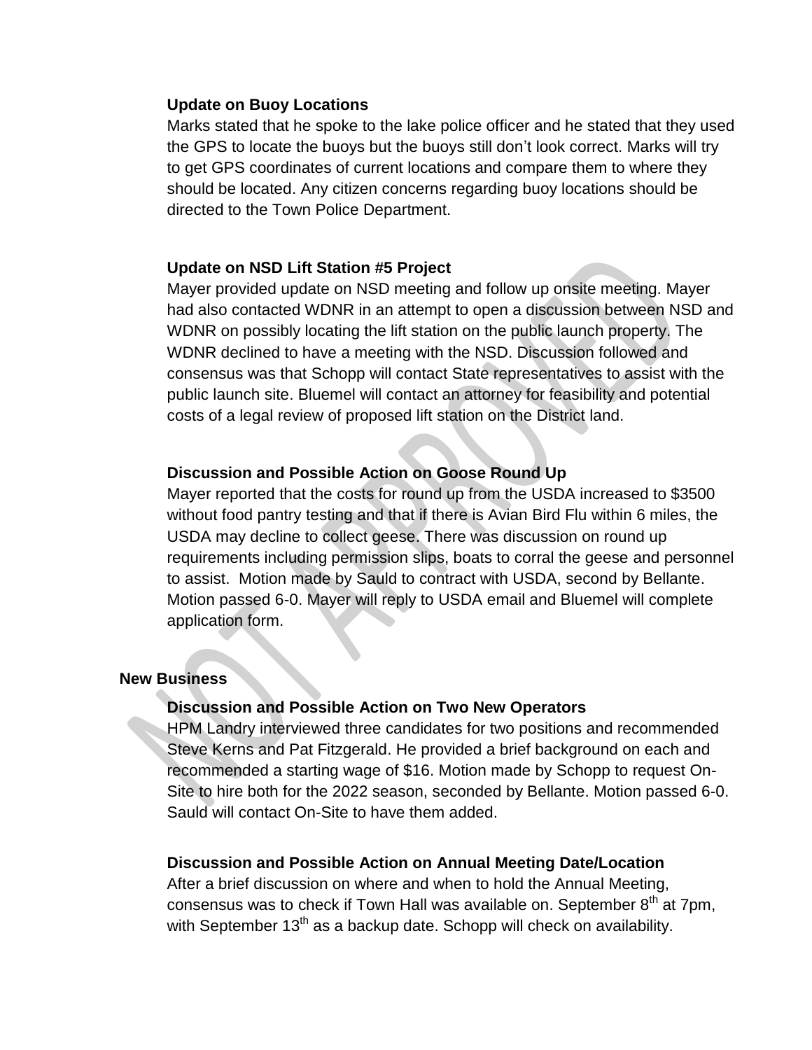### Update on Buoy Locations

Marks stated that he spoke to the lake police officer and he stated that they used the GPS to locate the buoys but the buoys still don't look correct. Marks will try to get GPS coordinates of current locations and compare them to where they should be located. Any citizen concerns regarding buoy locations should be directed to the Town Police Department.

### Update on NSD Lift Station #5 Project

Mayer provided update on NSD meeting and follow up onsite meeting. Mayer had also contacted WDNR in an attempt to open a discussion between NSD and WDNR on possibly locating the lift station on the public launch property. The WDNR declined to have a meeting with the NSD. Discussion followed and consensus was that Schopp will contact State representatives to assist with the public launch site. Bluemel will contact an attorney for feasibility and potential costs of a legal review of proposed lift station on the District land.

### Discussion and Possible Action on Goose Round Up

Mayer reported that the costs for round up from the USDA increased to $3500 without food pantry testing and that if there is Avian Bird Flu within 6 miles, the USDA may decline to collect geese. There was discussion on round up requirements including permission slips, boats to corral the geese and personnel to assist. Motion made by Sauld to contract with USDA, second by Bellante. Motion passed 6-0. Mayer will reply to USDA email and Bluemel will complete application form.

## New Business

### Discussion and Possible Action on Two New Operators

HPM Landry interviewed three candidates for two positions and recommended Steve Kerns and Pat Fitzgerald. He provided a brief background on each and recommended a starting wage of $16. Motion made by Schopp to request On-Site to hire both for the 2022 season, seconded by Bellante. Motion passed 6-0. Sauld will contact On-Site to have them added.

### Discussion and Possible Action on Annual Meeting Date/Location

After a brief discussion on where and when to hold the Annual Meeting, consensus was to check if Town Hall was available on. September 8th at 7pm, with September 13th as a backup date. Schopp will check on availability.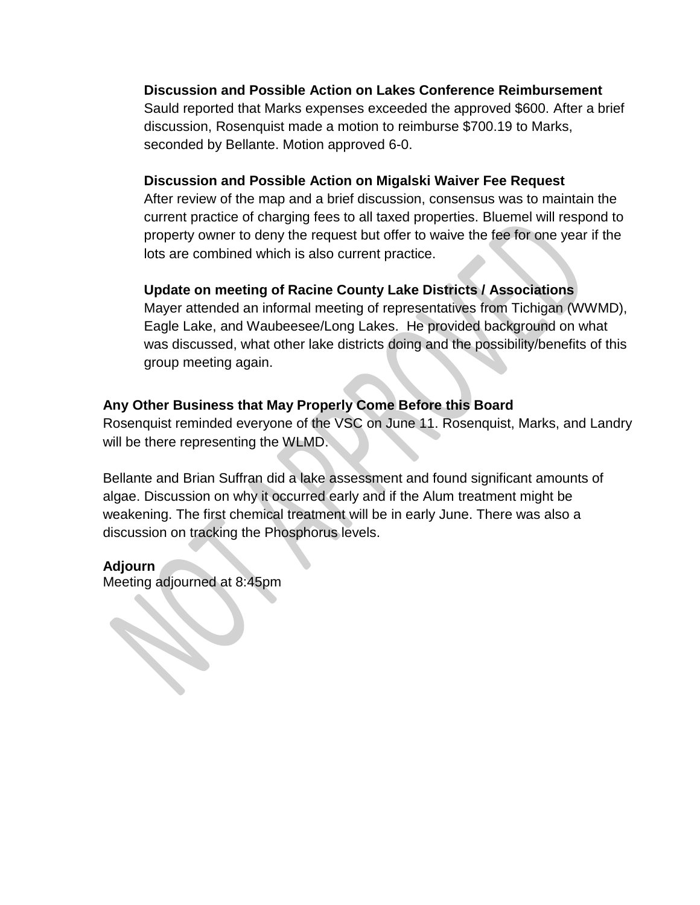**Discussion and Possible Action on Lakes Conference Reimbursement**
Sauld reported that Marks expenses exceeded the approved $600. After a brief discussion, Rosenquist made a motion to reimburse $700.19 to Marks, seconded by Bellante. Motion approved 6-0.

**Discussion and Possible Action on Migalski Waiver Fee Request**
After review of the map and a brief discussion, consensus was to maintain the current practice of charging fees to all taxed properties. Bluemel will respond to property owner to deny the request but offer to waive the fee for one year if the lots are combined which is also current practice.

**Update on meeting of Racine County Lake Districts / Associations**
Mayer attended an informal meeting of representatives from Tichigan (WWMD), Eagle Lake, and Waubeesee/Long Lakes. He provided background on what was discussed, what other lake districts doing and the possibility/benefits of this group meeting again.

**Any Other Business that May Properly Come Before this Board**
Rosenquist reminded everyone of the VSC on June 11. Rosenquist, Marks, and Landry will be there representing the WLMD.

Bellante and Brian Suffran did a lake assessment and found significant amounts of algae. Discussion on why it occurred early and if the Alum treatment might be weakening. The first chemical treatment will be in early June. There was also a discussion on tracking the Phosphorus levels.

**Adjourn**
Meeting adjourned at 8:45pm

NOT APPROVED